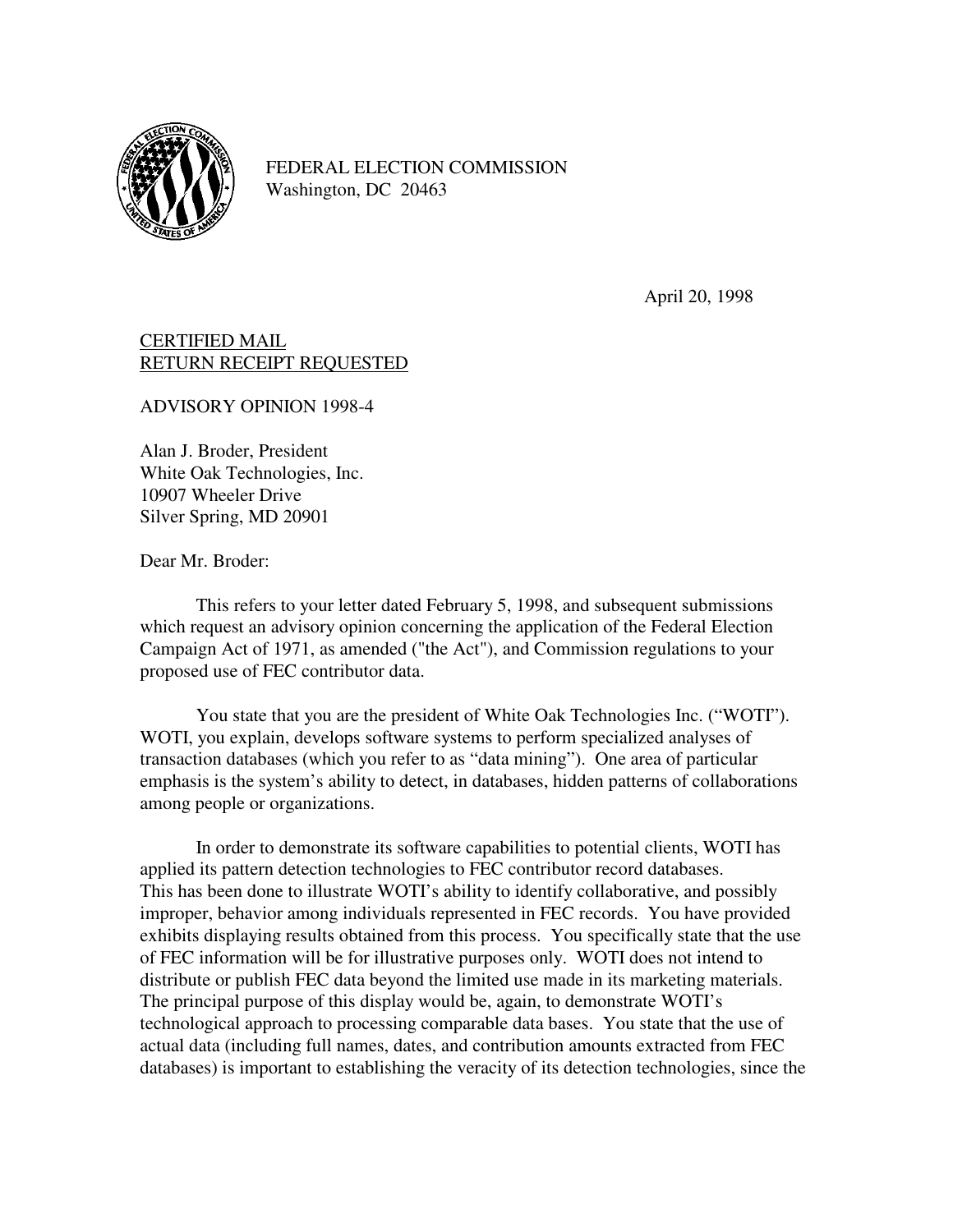FEDERAL ELECTION COMMISSION
Washington, DC 20463

April 20, 1998

CERTIFIED MAIL
RETURN RECEIPT REQUESTED

ADVISORY OPINION 1998-4

Alan J. Broder, President
White Oak Technologies, Inc.
10907 Wheeler Drive
Silver Spring, MD 20901

Dear Mr. Broder:

This refers to your letter dated February 5, 1998, and subsequent submissions which request an advisory opinion concerning the application of the Federal Election Campaign Act of 1971, as amended ("the Act"), and Commission regulations to your proposed use of FEC contributor data.

You state that you are the president of White Oak Technologies Inc. ("WOTI"). WOTI, you explain, develops software systems to perform specialized analyses of transaction databases (which you refer to as "data mining"). One area of particular emphasis is the system's ability to detect, in databases, hidden patterns of collaborations among people or organizations.

In order to demonstrate its software capabilities to potential clients, WOTI has applied its pattern detection technologies to FEC contributor record databases. This has been done to illustrate WOTI's ability to identify collaborative, and possibly improper, behavior among individuals represented in FEC records. You have provided exhibits displaying results obtained from this process. You specifically state that the use of FEC information will be for illustrative purposes only. WOTI does not intend to distribute or publish FEC data beyond the limited use made in its marketing materials. The principal purpose of this display would be, again, to demonstrate WOTI's technological approach to processing comparable data bases. You state that the use of actual data (including full names, dates, and contribution amounts extracted from FEC databases) is important to establishing the veracity of its detection technologies, since the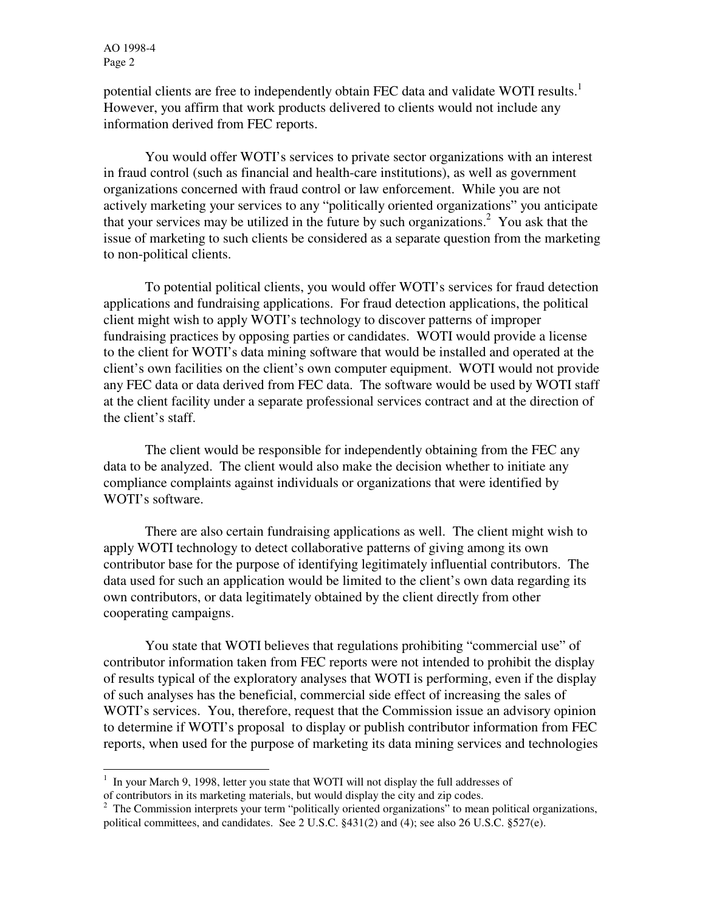potential clients are free to independently obtain FEC data and validate WOTI results.[1] However, you affirm that work products delivered to clients would not include any information derived from FEC reports.

You would offer WOTI's services to private sector organizations with an interest in fraud control (such as financial and health-care institutions), as well as government organizations concerned with fraud control or law enforcement. While you are not actively marketing your services to any "politically oriented organizations" you anticipate that your services may be utilized in the future by such organizations.[2] You ask that the issue of marketing to such clients be considered as a separate question from the marketing to non-political clients.

To potential political clients, you would offer WOTI's services for fraud detection applications and fundraising applications. For fraud detection applications, the political client might wish to apply WOTI's technology to discover patterns of improper fundraising practices by opposing parties or candidates. WOTI would provide a license to the client for WOTI's data mining software that would be installed and operated at the client's own facilities on the client's own computer equipment. WOTI would not provide any FEC data or data derived from FEC data. The software would be used by WOTI staff at the client facility under a separate professional services contract and at the direction of the client's staff.

The client would be responsible for independently obtaining from the FEC any data to be analyzed. The client would also make the decision whether to initiate any compliance complaints against individuals or organizations that were identified by WOTI's software.

There are also certain fundraising applications as well. The client might wish to apply WOTI technology to detect collaborative patterns of giving among its own contributor base for the purpose of identifying legitimately influential contributors. The data used for such an application would be limited to the client's own data regarding its own contributors, or data legitimately obtained by the client directly from other cooperating campaigns.

You state that WOTI believes that regulations prohibiting "commercial use" of contributor information taken from FEC reports were not intended to prohibit the display of results typical of the exploratory analyses that WOTI is performing, even if the display of such analyses has the beneficial, commercial side effect of increasing the sales of WOTI's services. You, therefore, request that the Commission issue an advisory opinion to determine if WOTI's proposal to display or publish contributor information from FEC reports, when used for the purpose of marketing its data mining services and technologies

---

[1] In your March 9, 1998, letter you state that WOTI will not display the full addresses of of contributors in its marketing materials, but would display the city and zip codes.

[2] The Commission interprets your term "politically oriented organizations" to mean political organizations, political committees, and candidates. See 2 U.S.C. §431(2) and (4); see also 26 U.S.C. §527(e).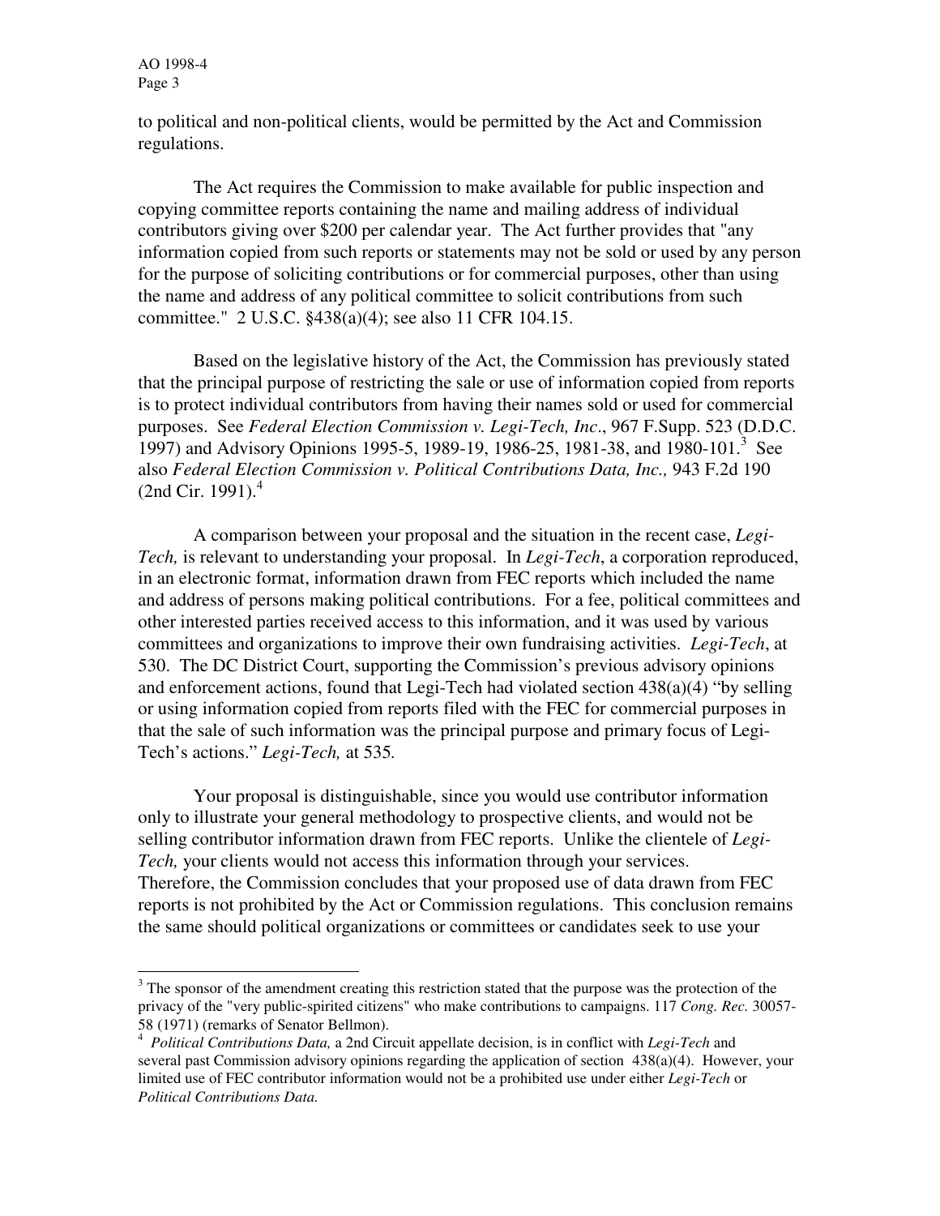to political and non-political clients, would be permitted by the Act and Commission regulations.

The Act requires the Commission to make available for public inspection and copying committee reports containing the name and mailing address of individual contributors giving over $200 per calendar year. The Act further provides that "any information copied from such reports or statements may not be sold or used by any person for the purpose of soliciting contributions or for commercial purposes, other than using the name and address of any political committee to solicit contributions from such committee." 2 U.S.C. §438(a)(4); see also 11 CFR 104.15.

Based on the legislative history of the Act, the Commission has previously stated that the principal purpose of restricting the sale or use of information copied from reports is to protect individual contributors from having their names sold or used for commercial purposes. See *Federal Election Commission v. Legi-Tech, Inc*., 967 F.Supp. 523 (D.D.C. 1997) and Advisory Opinions 1995-5, 1989-19, 1986-25, 1981-38, and 1980-101.[3] See also *Federal Election Commission v. Political Contributions Data, Inc.,* 943 F.2d 190 (2nd Cir. 1991).[4]

A comparison between your proposal and the situation in the recent case, *Legi-Tech,* is relevant to understanding your proposal. In *Legi-Tech*, a corporation reproduced, in an electronic format, information drawn from FEC reports which included the name and address of persons making political contributions. For a fee, political committees and other interested parties received access to this information, and it was used by various committees and organizations to improve their own fundraising activities. *Legi-Tech*, at 530. The DC District Court, supporting the Commission's previous advisory opinions and enforcement actions, found that Legi-Tech had violated section 438(a)(4) "by selling or using information copied from reports filed with the FEC for commercial purposes in that the sale of such information was the principal purpose and primary focus of Legi-Tech's actions." *Legi-Tech,* at 535*.*

Your proposal is distinguishable, since you would use contributor information only to illustrate your general methodology to prospective clients, and would not be selling contributor information drawn from FEC reports. Unlike the clientele of *Legi-Tech,* your clients would not access this information through your services. Therefore, the Commission concludes that your proposed use of data drawn from FEC reports is not prohibited by the Act or Commission regulations. This conclusion remains the same should political organizations or committees or candidates seek to use your

---

[3] The sponsor of the amendment creating this restriction stated that the purpose was the protection of the privacy of the "very public-spirited citizens" who make contributions to campaigns. 117 *Cong. Rec.* 30057-58 (1971) (remarks of Senator Bellmon).

[4] *Political Contributions Data,* a 2nd Circuit appellate decision, is in conflict with *Legi-Tech* and several past Commission advisory opinions regarding the application of section 438(a)(4). However, your limited use of FEC contributor information would not be a prohibited use under either *Legi-Tech* or *Political Contributions Data.*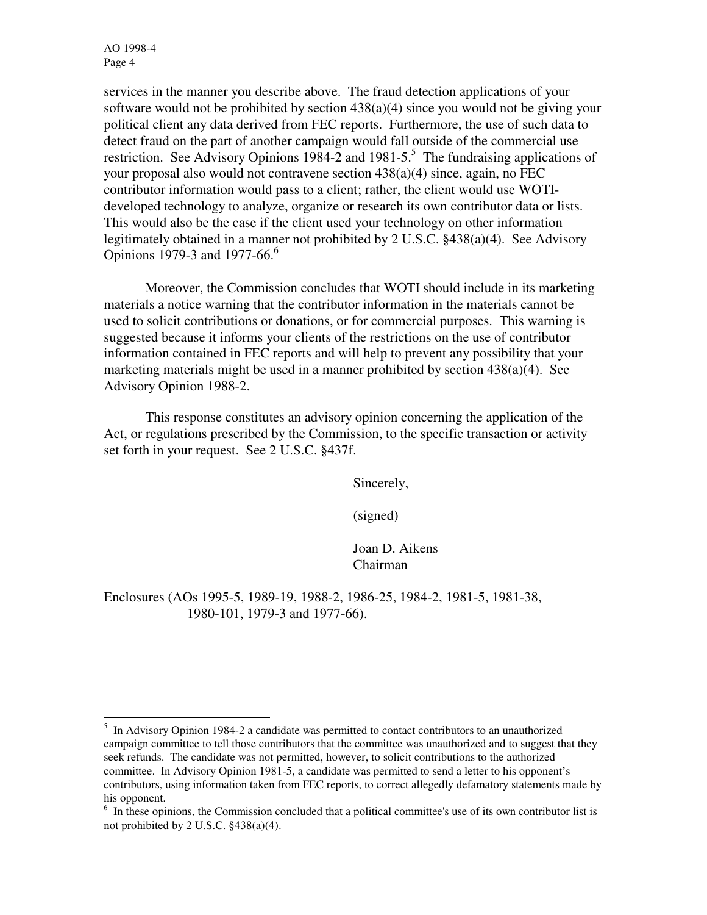services in the manner you describe above. The fraud detection applications of your software would not be prohibited by section 438(a)(4) since you would not be giving your political client any data derived from FEC reports. Furthermore, the use of such data to detect fraud on the part of another campaign would fall outside of the commercial use restriction. See Advisory Opinions 1984-2 and 1981-5.[5] The fundraising applications of your proposal also would not contravene section 438(a)(4) since, again, no FEC contributor information would pass to a client; rather, the client would use WOTI-developed technology to analyze, organize or research its own contributor data or lists. This would also be the case if the client used your technology on other information legitimately obtained in a manner not prohibited by 2 U.S.C. §438(a)(4). See Advisory Opinions 1979-3 and 1977-66.[6]

Moreover, the Commission concludes that WOTI should include in its marketing materials a notice warning that the contributor information in the materials cannot be used to solicit contributions or donations, or for commercial purposes. This warning is suggested because it informs your clients of the restrictions on the use of contributor information contained in FEC reports and will help to prevent any possibility that your marketing materials might be used in a manner prohibited by section 438(a)(4). See Advisory Opinion 1988-2.

This response constitutes an advisory opinion concerning the application of the Act, or regulations prescribed by the Commission, to the specific transaction or activity set forth in your request. See 2 U.S.C. §437f.

Sincerely,

(signed)

Joan D. Aikens
Chairman

Enclosures (AOs 1995-5, 1989-19, 1988-2, 1986-25, 1984-2, 1981-5, 1981-38, 1980-101, 1979-3 and 1977-66).

---

[5] In Advisory Opinion 1984-2 a candidate was permitted to contact contributors to an unauthorized campaign committee to tell those contributors that the committee was unauthorized and to suggest that they seek refunds. The candidate was not permitted, however, to solicit contributions to the authorized committee. In Advisory Opinion 1981-5, a candidate was permitted to send a letter to his opponent's contributors, using information taken from FEC reports, to correct allegedly defamatory statements made by his opponent.

[6] In these opinions, the Commission concluded that a political committee's use of its own contributor list is not prohibited by 2 U.S.C. §438(a)(4).